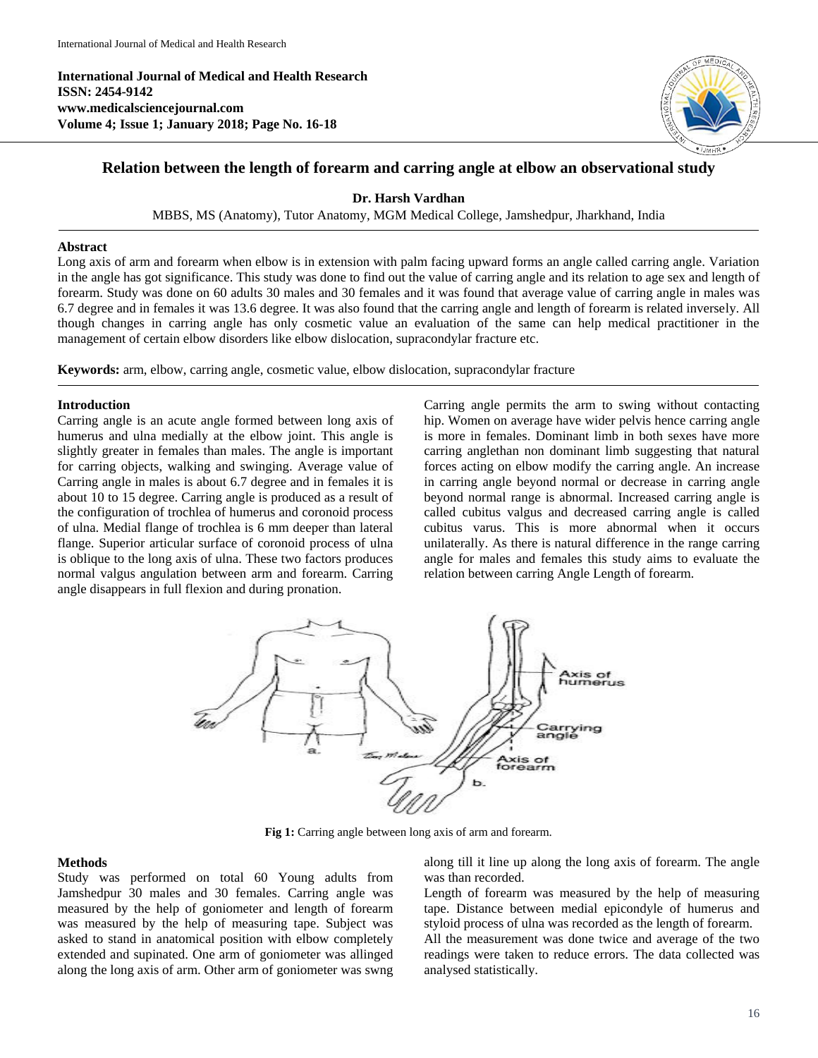International Journal of Medical and Health Research
ISSN: 2454-9142
www.medicalsciencejournal.com
Volume 4; Issue 1; January 2018; Page No. 16-18

# Relation between the length of forearm and carring angle at elbow an observational study

**Dr. Harsh Vardhan**

MBBS, MS (Anatomy), Tutor Anatomy, MGM Medical College, Jamshedpur, Jharkhand, India

## Abstract

Long axis of arm and forearm when elbow is in extension with palm facing upward forms an angle called carring angle. Variation in the angle has got significance. This study was done to find out the value of carring angle and its relation to age sex and length of forearm. Study was done on 60 adults 30 males and 30 females and it was found that average value of carring angle in males was 6.7 degree and in females it was 13.6 degree. It was also found that the carring angle and length of forearm is related inversely. All though changes in carring angle has only cosmetic value an evaluation of the same can help medical practitioner in the management of certain elbow disorders like elbow dislocation, supracondylar fracture etc.

**Keywords:** arm, elbow, carring angle, cosmetic value, elbow dislocation, supracondylar fracture

## Introduction

Carring angle is an acute angle formed between long axis of humerus and ulna medially at the elbow joint. This angle is slightly greater in females than males. The angle is important for carring objects, walking and swinging. Average value of Carring angle in males is about 6.7 degree and in females it is about 10 to 15 degree. Carring angle is produced as a result of the configuration of trochlea of humerus and coronoid process of ulna. Medial flange of trochlea is 6 mm deeper than lateral flange. Superior articular surface of coronoid process of ulna is oblique to the long axis of ulna. These two factors produces normal valgus angulation between arm and forearm. Carring angle disappears in full flexion and during pronation.

Carring angle permits the arm to swing without contacting hip. Women on average have wider pelvis hence carring angle is more in females. Dominant limb in both sexes have more carring anglethan non dominant limb suggesting that natural forces acting on elbow modify the carring angle. An increase in carring angle beyond normal or decrease in carring angle beyond normal range is abnormal. Increased carring angle is called cubitus valgus and decreased carring angle is called cubitus varus. This is more abnormal when it occurs unilaterally. As there is natural difference in the range carring angle for males and females this study aims to evaluate the relation between carring Angle Length of forearm.

a.

b.

Axis of humerus

Carrying angle

Axis of forearm

**Fig 1:** Carring angle between long axis of arm and forearm.

## Methods

Study was performed on total 60 Young adults from Jamshedpur 30 males and 30 females. Carring angle was measured by the help of goniometer and length of forearm was measured by the help of measuring tape. Subject was asked to stand in anatomical position with elbow completely extended and supinated. One arm of goniometer was allinged along the long axis of arm. Other arm of goniometer was swng along till it line up along the long axis of forearm. The angle was than recorded.

Length of forearm was measured by the help of measuring tape. Distance between medial epicondyle of humerus and styloid process of ulna was recorded as the length of forearm.

All the measurement was done twice and average of the two readings were taken to reduce errors. The data collected was analysed statistically.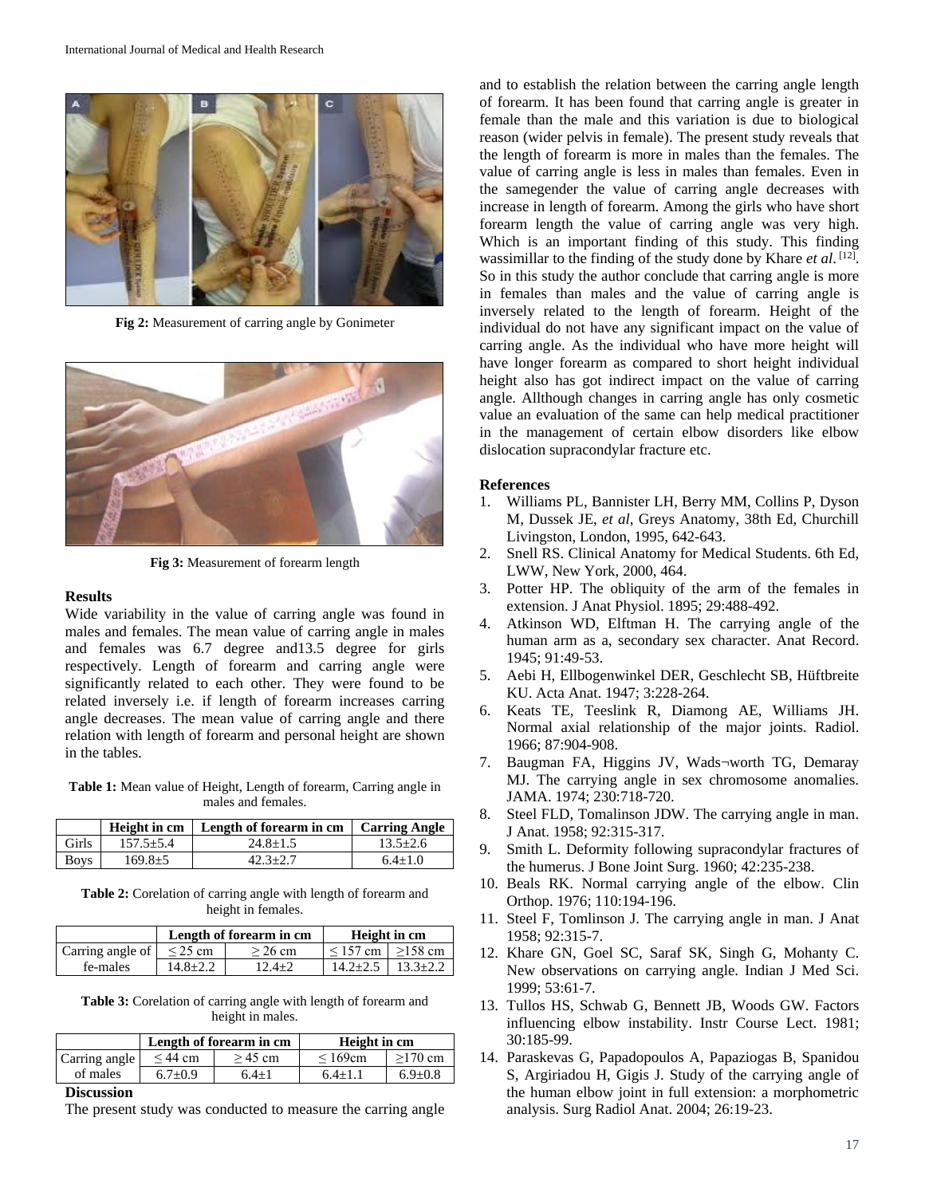Fig 2: Measurement of carring angle by Gonimeter

Fig 3: Measurement of forearm length

## Results

Wide variability in the value of carring angle was found in males and females. The mean value of carring angle in males and females was 6.7 degree and13.5 degree for girls respectively. Length of forearm and carring angle were significantly related to each other. They were found to be related inversely i.e. if length of forearm increases carring angle decreases. The mean value of carring angle and there relation with length of forearm and personal height are shown in the tables.

**Table 1:** Mean value of Height, Length of forearm, Carring angle in males and females.

| | Height in cm | Length of forearm in cm | Carring Angle |
|---|---|---|---|
| Girls | 157.5±5.4 | 24.8±1.5 | 13.5±2.6 |
| Boys | 169.8±5 | 42.3±2.7 | 6.4±1.0 |

**Table 2:** Corelation of carring angle with length of forearm and height in females.

| | Length of forearm in cm | | Height in cm | |
|---|---|---|---|---|
| Carring angle of fe-males | ≤ 25 cm | ≥ 26 cm | ≤ 157 cm | ≥158 cm |
| | 14.8±2.2 | 12.4±2 | 14.2±2.5 | 13.3±2.2 |

**Table 3:** Corelation of carring angle with length of forearm and height in males.

| | Length of forearm in cm | | Height in cm | |
|---|---|---|---|---|
| Carring angle of males | ≤ 44 cm | ≥ 45 cm | ≤ 169cm | ≥170 cm |
| | 6.7±0.9 | 6.4±1 | 6.4±1.1 | 6.9±0.8 |

## Discussion

The present study was conducted to measure the carring angle and to establish the relation between the carring angle length of forearm. It has been found that carring angle is greater in female than the male and this variation is due to biological reason (wider pelvis in female). The present study reveals that the length of forearm is more in males than the females. The value of carring angle is less in males than females. Even in the samegender the value of carring angle decreases with increase in length of forearm. Among the girls who have short forearm length the value of carring angle was very high. Which is an important finding of this study. This finding wassimillar to the finding of the study done by Khare *et al*. [12]. So in this study the author conclude that carring angle is more in females than males and the value of carring angle is inversely related to the length of forearm. Height of the individual do not have any significant impact on the value of carring angle. As the individual who have more height will have longer forearm as compared to short height individual height also has got indirect impact on the value of carring angle. Allthough changes in carring angle has only cosmetic value an evaluation of the same can help medical practitioner in the management of certain elbow disorders like elbow dislocation supracondylar fracture etc.

## References

1. Williams PL, Bannister LH, Berry MM, Collins P, Dyson M, Dussek JE, *et al*, Greys Anatomy, 38th Ed, Churchill Livingston, London, 1995, 642-643.
2. Snell RS. Clinical Anatomy for Medical Students. 6th Ed, LWW, New York, 2000, 464.
3. Potter HP. The obliquity of the arm of the females in extension. J Anat Physiol. 1895; 29:488-492.
4. Atkinson WD, Elftman H. The carrying angle of the human arm as a, secondary sex character. Anat Record. 1945; 91:49-53.
5. Aebi H, Ellbogenwinkel DER, Geschlecht SB, Hüftbreite KU. Acta Anat. 1947; 3:228-264.
6. Keats TE, Teeslink R, Diamong AE, Williams JH. Normal axial relationship of the major joints. Radiol. 1966; 87:904-908.
7. Baugman FA, Higgins JV, Wads¬worth TG, Demaray MJ. The carrying angle in sex chromosome anomalies. JAMA. 1974; 230:718-720.
8. Steel FLD, Tomalinson JDW. The carrying angle in man. J Anat. 1958; 92:315-317.
9. Smith L. Deformity following supracondylar fractures of the humerus. J Bone Joint Surg. 1960; 42:235-238.
10. Beals RK. Normal carrying angle of the elbow. Clin Orthop. 1976; 110:194-196.
11. Steel F, Tomlinson J. The carrying angle in man. J Anat 1958; 92:315-7.
12. Khare GN, Goel SC, Saraf SK, Singh G, Mohanty C. New observations on carrying angle. Indian J Med Sci. 1999; 53:61-7.
13. Tullos HS, Schwab G, Bennett JB, Woods GW. Factors influencing elbow instability. Instr Course Lect. 1981; 30:185-99.
14. Paraskevas G, Papadopoulos A, Papaziogas B, Spanidou S, Argiriadou H, Gigis J. Study of the carrying angle of the human elbow joint in full extension: a morphometric analysis. Surg Radiol Anat. 2004; 26:19-23.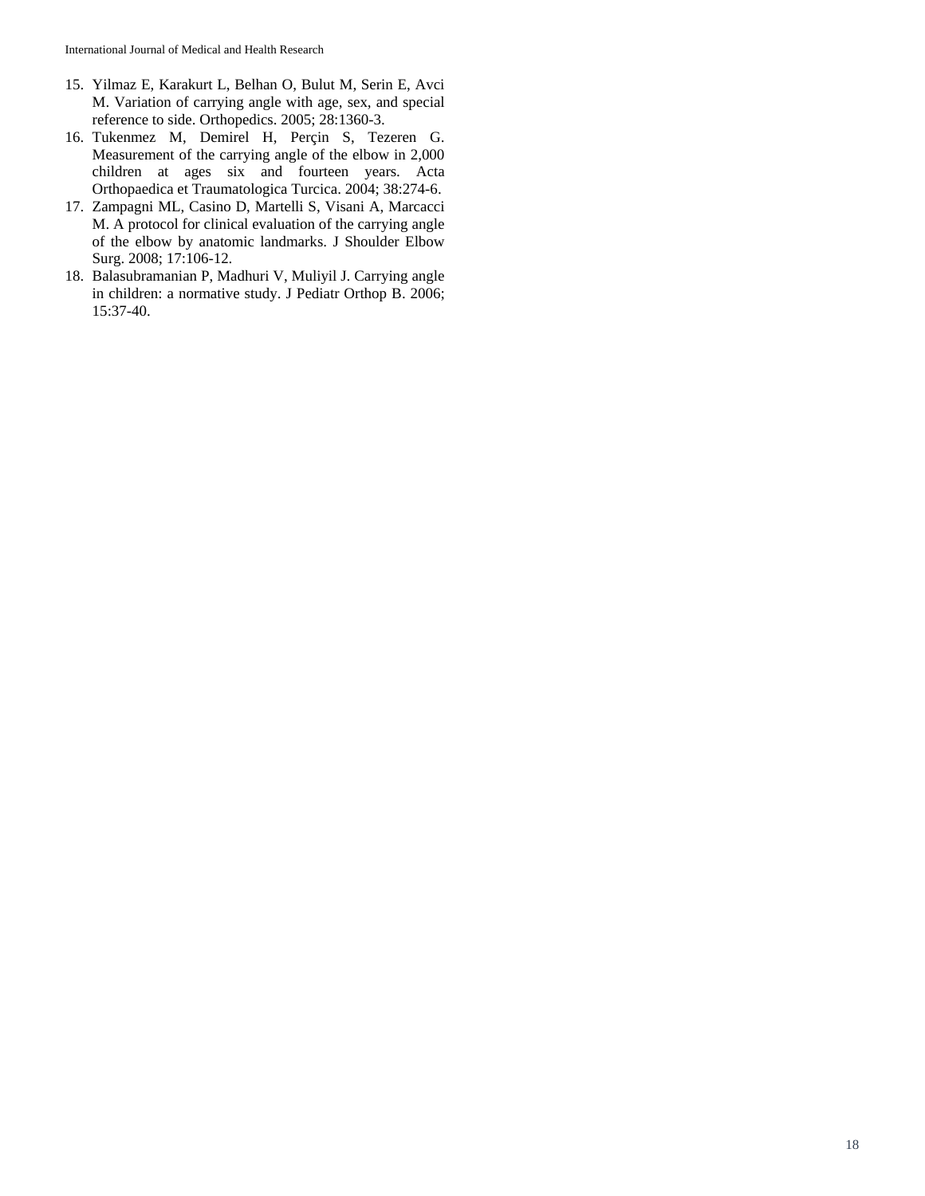15. Yilmaz E, Karakurt L, Belhan O, Bulut M, Serin E, Avci M. Variation of carrying angle with age, sex, and special reference to side. Orthopedics. 2005; 28:1360-3.
16. Tukenmez M, Demirel H, Perçin S, Tezeren G. Measurement of the carrying angle of the elbow in 2,000 children at ages six and fourteen years. Acta Orthopaedica et Traumatologica Turcica. 2004; 38:274-6.
17. Zampagni ML, Casino D, Martelli S, Visani A, Marcacci M. A protocol for clinical evaluation of the carrying angle of the elbow by anatomic landmarks. J Shoulder Elbow Surg. 2008; 17:106-12.
18. Balasubramanian P, Madhuri V, Muliyil J. Carrying angle in children: a normative study. J Pediatr Orthop B. 2006; 15:37-40.